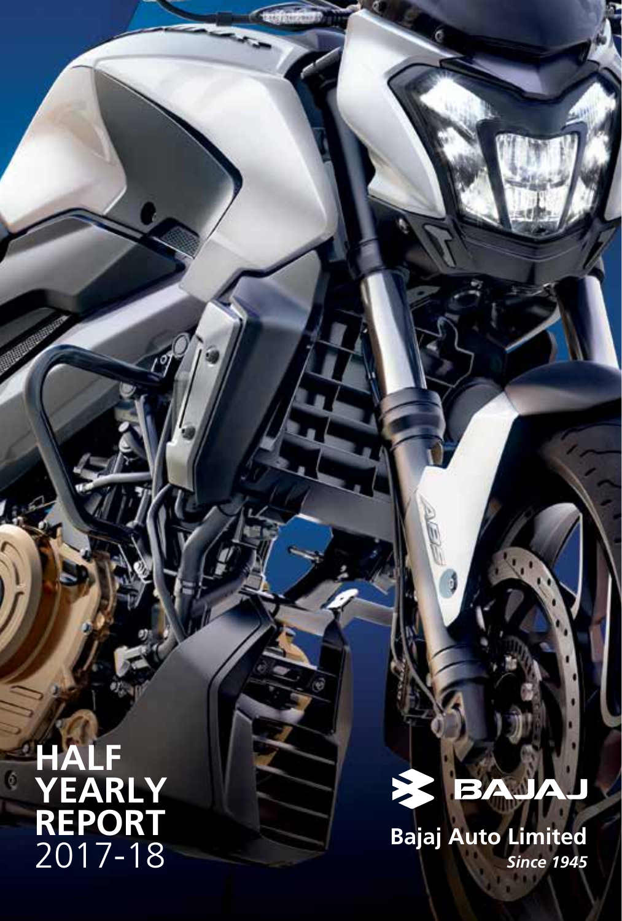# HALF YEARLY REPORT 2017-18

BAJAJ

**Bajaj Auto Limited**

***Since 1945***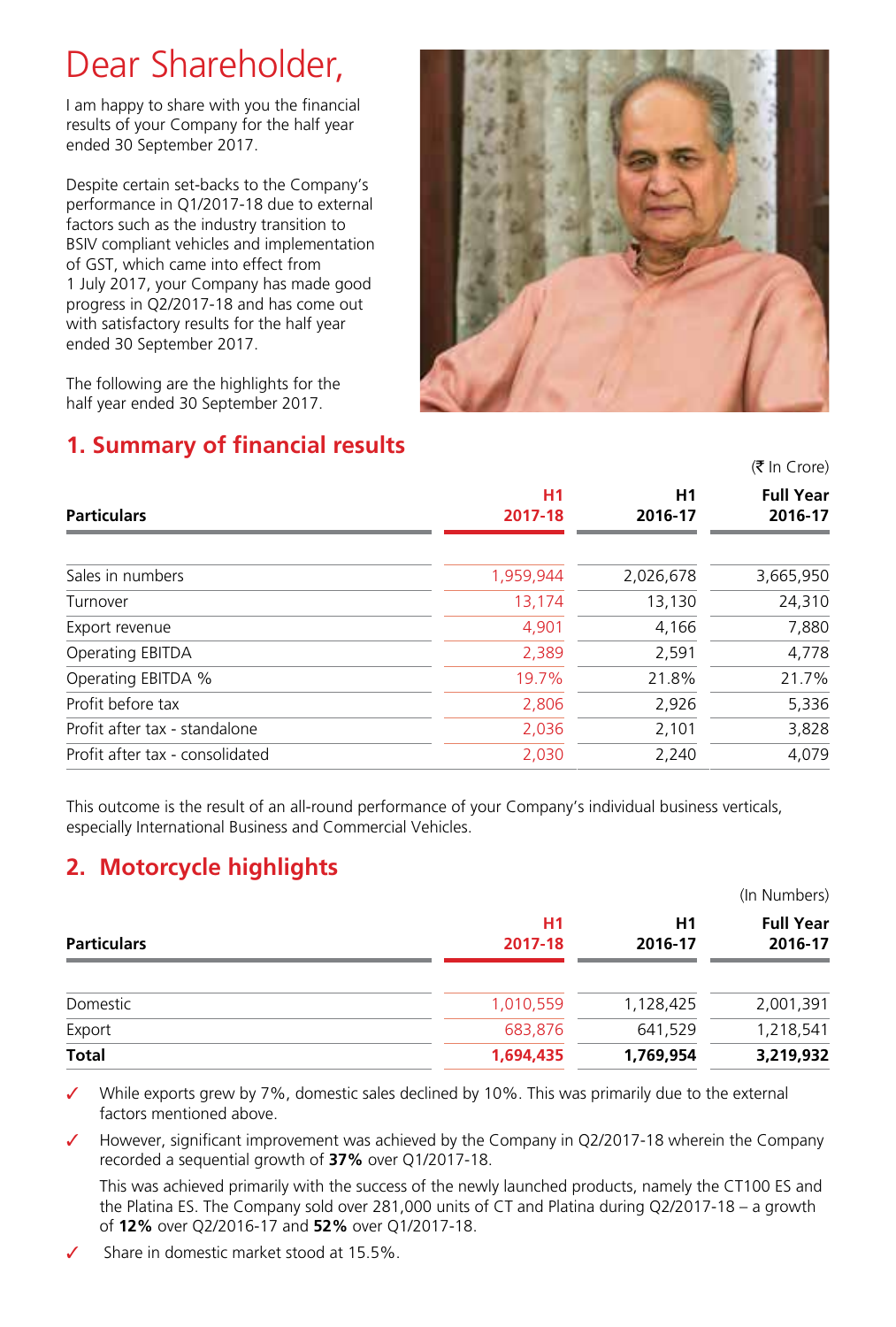# Dear Shareholder,

I am happy to share with you the financial results of your Company for the half year ended 30 September 2017.

Despite certain set-backs to the Company's performance in Q1/2017-18 due to external factors such as the industry transition to BSIV compliant vehicles and implementation of GST, which came into effect from 1 July 2017, your Company has made good progress in Q2/2017-18 and has come out with satisfactory results for the half year ended 30 September 2017.

The following are the highlights for the half year ended 30 September 2017.

## 1. Summary of financial results

(₹ In Crore)

| Particulars | H1 2017-18 | H1 2016-17 | Full Year 2016-17 |
|---|---|---|---|
| Sales in numbers | 1,959,944 | 2,026,678 | 3,665,950 |
| Turnover | 13,174 | 13,130 | 24,310 |
| Export revenue | 4,901 | 4,166 | 7,880 |
| Operating EBITDA | 2,389 | 2,591 | 4,778 |
| Operating EBITDA % | 19.7% | 21.8% | 21.7% |
| Profit before tax | 2,806 | 2,926 | 5,336 |
| Profit after tax - standalone | 2,036 | 2,101 | 3,828 |
| Profit after tax - consolidated | 2,030 | 2,240 | 4,079 |

This outcome is the result of an all-round performance of your Company's individual business verticals, especially International Business and Commercial Vehicles.

## 2. Motorcycle highlights

(In Numbers)

| Particulars | H1 2017-18 | H1 2016-17 | Full Year 2016-17 |
|---|---|---|---|
| Domestic | 1,010,559 | 1,128,425 | 2,001,391 |
| Export | 683,876 | 641,529 | 1,218,541 |
| **Total** | **1,694,435** | **1,769,954** | **3,219,932** |

- ✓ While exports grew by 7%, domestic sales declined by 10%. This was primarily due to the external factors mentioned above.
- ✓ However, significant improvement was achieved by the Company in Q2/2017-18 wherein the Company recorded a sequential growth of **37%** over Q1/2017-18.

  This was achieved primarily with the success of the newly launched products, namely the CT100 ES and the Platina ES. The Company sold over 281,000 units of CT and Platina during Q2/2017-18 – a growth of **12%** over Q2/2016-17 and **52%** over Q1/2017-18.
- ✓ Share in domestic market stood at 15.5%.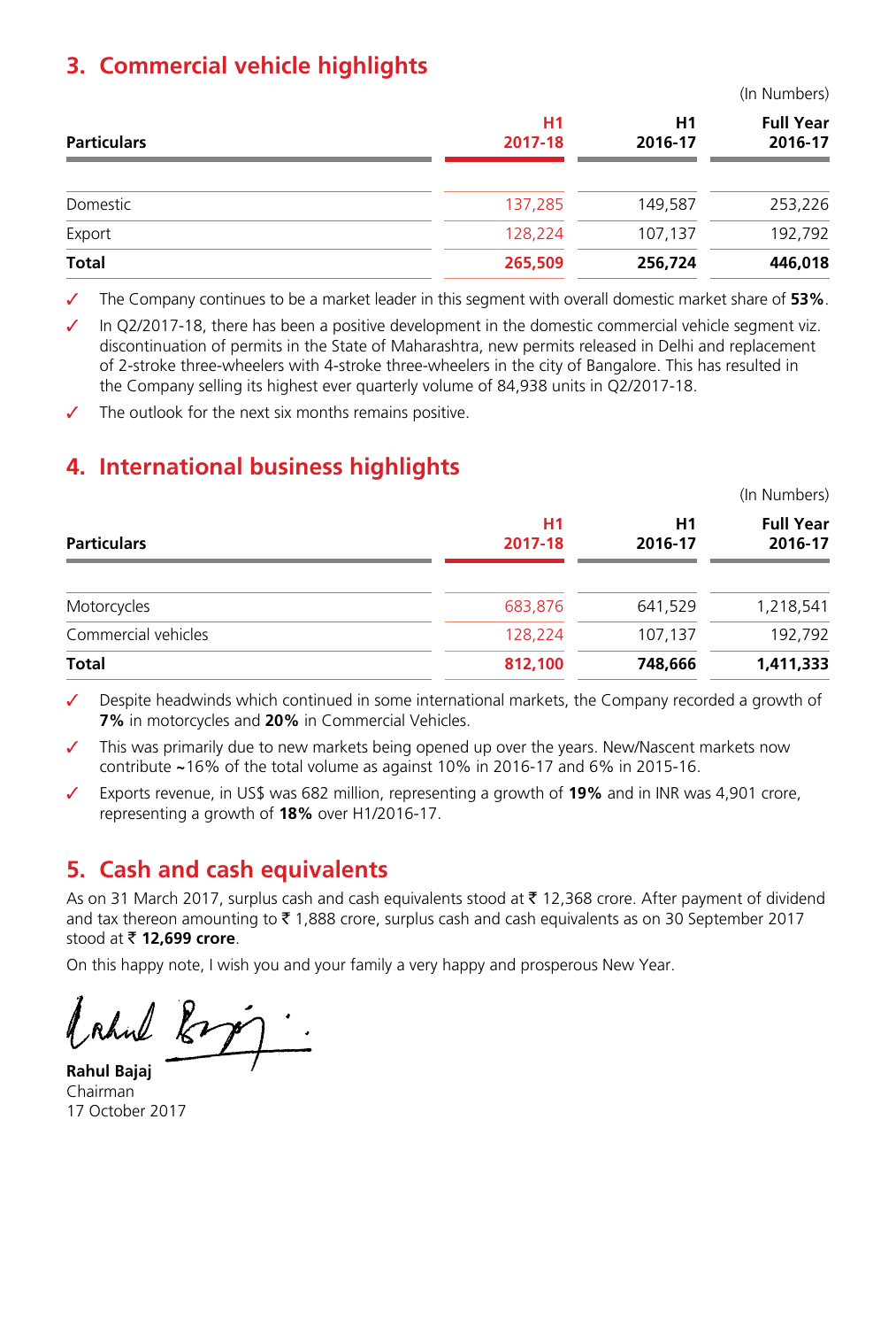## 3. Commercial vehicle highlights

(In Numbers)

| Particulars | H1 2017-18 | H1 2016-17 | Full Year 2016-17 |
|---|---|---|---|
| Domestic | 137,285 | 149,587 | 253,226 |
| Export | 128,224 | 107,137 | 192,792 |
| **Total** | **265,509** | **256,724** | **446,018** |

- ✓ The Company continues to be a market leader in this segment with overall domestic market share of **53%**.
- ✓ In Q2/2017-18, there has been a positive development in the domestic commercial vehicle segment viz. discontinuation of permits in the State of Maharashtra, new permits released in Delhi and replacement of 2-stroke three-wheelers with 4-stroke three-wheelers in the city of Bangalore. This has resulted in the Company selling its highest ever quarterly volume of 84,938 units in Q2/2017-18.
- ✓ The outlook for the next six months remains positive.

## 4. International business highlights

(In Numbers)

| Particulars | H1 2017-18 | H1 2016-17 | Full Year 2016-17 |
|---|---|---|---|
| Motorcycles | 683,876 | 641,529 | 1,218,541 |
| Commercial vehicles | 128,224 | 107,137 | 192,792 |
| **Total** | **812,100** | **748,666** | **1,411,333** |

- ✓ Despite headwinds which continued in some international markets, the Company recorded a growth of **7%** in motorcycles and **20%** in Commercial Vehicles.
- ✓ This was primarily due to new markets being opened up over the years. New/Nascent markets now contribute ~16% of the total volume as against 10% in 2016-17 and 6% in 2015-16.
- ✓ Exports revenue, in US$ was 682 million, representing a growth of **19%** and in INR was 4,901 crore, representing a growth of **18%** over H1/2016-17.

## 5. Cash and cash equivalents

As on 31 March 2017, surplus cash and cash equivalents stood at ₹ 12,368 crore. After payment of dividend and tax thereon amounting to ₹ 1,888 crore, surplus cash and cash equivalents as on 30 September 2017 stood at **₹ 12,699 crore**.

On this happy note, I wish you and your family a very happy and prosperous New Year.

**Rahul Bajaj**
Chairman
17 October 2017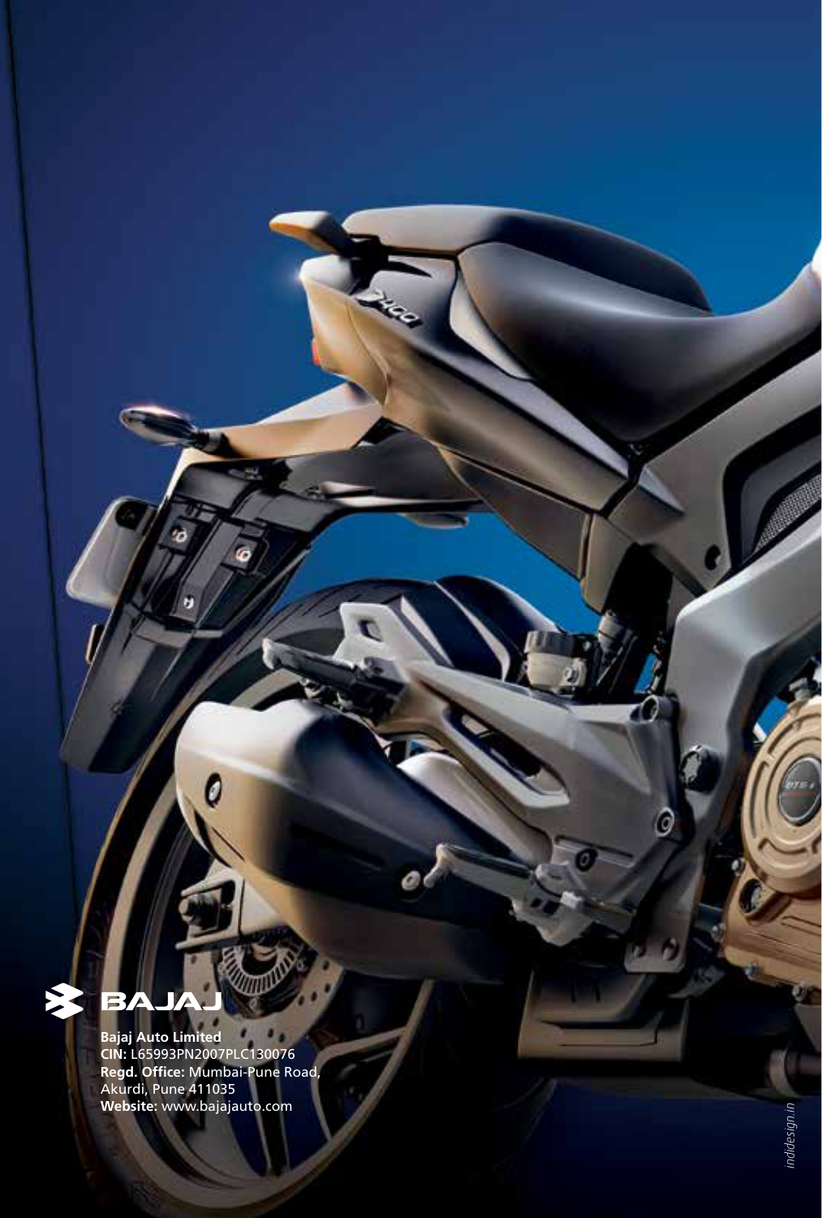BAJAJ

**Bajaj Auto Limited**
**CIN:** L65993PN2007PLC130076
**Regd. Office:** Mumbai-Pune Road, Akurdi, Pune 411035
**Website:** www.bajajauto.com

*indidesign.in*